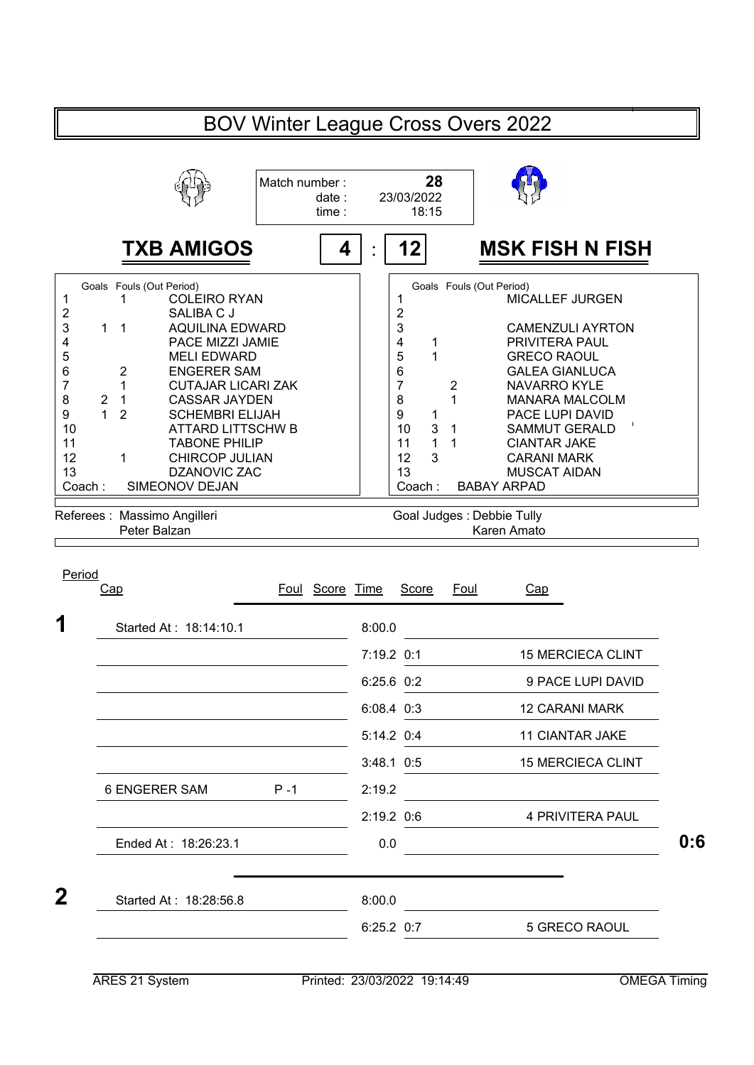# BOV Winter League Cross Overs 2022

Match number : **28**
date : 23/03/2022
time : 18:15

## TXB AMIGOS 4 : 12 MSK FISH N FISH

| # | Goals | Fouls (Out Period) | TXB AMIGOS |
|---|---|---|---|
| 1 | | 1 | COLEIRO RYAN |
| 2 | | | SALIBA C J |
| 3 | 1 | 1 | AQUILINA EDWARD |
| 4 | | | PACE MIZZI JAMIE |
| 5 | | | MELI EDWARD |
| 6 | | 2 | ENGERER SAM |
| 7 | | 1 | CUTAJAR LICARI ZAK |
| 8 | 2 | 1 | CASSAR JAYDEN |
| 9 | 1 | 2 | SCHEMBRI ELIJAH |
| 10 | | | ATTARD LITTSCHW B |
| 11 | | | TABONE PHILIP |
| 12 | | 1 | CHIRCOP JULIAN |
| 13 | | | DZANOVIC ZAC |
| Coach : | | | SIMEONOV DEJAN |

| # | Goals | Fouls (Out Period) | MSK FISH N FISH |
|---|---|---|---|
| 1 | | | MICALLEF JURGEN |
| 2 | | | |
| 3 | | | CAMENZULI AYRTON |
| 4 | 1 | | PRIVITERA PAUL |
| 5 | 1 | | GRECO RAOUL |
| 6 | | | GALEA GIANLUCA |
| 7 | | 2 | NAVARRO KYLE |
| 8 | | 1 | MANARA MALCOLM |
| 9 | 1 | | PACE LUPI DAVID |
| 10 | 3 | 1 | SAMMUT GERALD |
| 11 | 1 | 1 | CIANTAR JAKE |
| 12 | 3 | | CARANI MARK |
| 13 | | | MUSCAT AIDAN |
| Coach : | | | BABAY ARPAD |

Referees : Massimo Angilleri
Peter Balzan

Goal Judges : Debbie Tully
Karen Amato

| Period | Cap | Foul | Score | Time | Score | Foul | Cap |
|---|---|---|---|---|---|---|---|
| **1** | Started At : 18:14:10.1 | | | 8:00.0 | | | |
| | | | | 7:19.2 | 0:1 | | 15 MERCIECA CLINT |
| | | | | 6:25.6 | 0:2 | | 9 PACE LUPI DAVID |
| | | | | 6:08.4 | 0:3 | | 12 CARANI MARK |
| | | | | 5:14.2 | 0:4 | | 11 CIANTAR JAKE |
| | | | | 3:48.1 | 0:5 | | 15 MERCIECA CLINT |
| | 6 ENGERER SAM | P -1 | | 2:19.2 | | | |
| | | | | 2:19.2 | 0:6 | | 4 PRIVITERA PAUL |
| | Ended At : 18:26:23.1 | | | 0.0 | | | **0:6** |
| **2** | Started At : 18:28:56.8 | | | 8:00.0 | | | |
| | | | | 6:25.2 | 0:7 | | 5 GRECO RAOUL |

ARES 21 System Printed: 23/03/2022 19:14:49 OMEGA Timing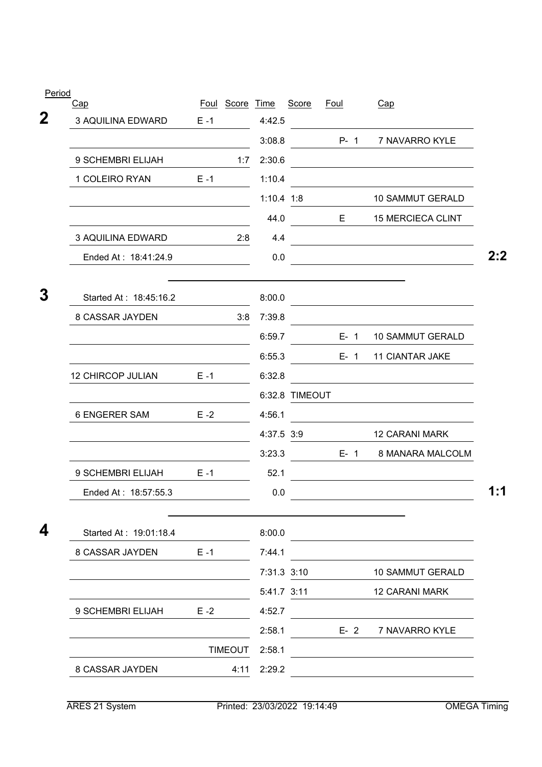| Period | Cap | Foul | Score | Time | Score | Foul | Cap | |
|---|---|---|---|---|---|---|---|---|
| **2** | 3 AQUILINA EDWARD | E -1 | | 4:42.5 | | | | |
| | | | | 3:08.8 | | P- 1 | 7 NAVARRO KYLE | |
| | 9 SCHEMBRI ELIJAH | | 1:7 | 2:30.6 | | | | |
| | 1 COLEIRO RYAN | E -1 | | 1:10.4 | | | | |
| | | | | 1:10.4 | 1:8 | | 10 SAMMUT GERALD | |
| | | | | 44.0 | | E | 15 MERCIECA CLINT | |
| | 3 AQUILINA EDWARD | | 2:8 | 4.4 | | | | |
| | Ended At : 18:41:24.9 | | | 0.0 | | | | **2:2** |
| **3** | Started At : 18:45:16.2 | | | 8:00.0 | | | | |
| | 8 CASSAR JAYDEN | | 3:8 | 7:39.8 | | | | |
| | | | | 6:59.7 | | E- 1 | 10 SAMMUT GERALD | |
| | | | | 6:55.3 | | E- 1 | 11 CIANTAR JAKE | |
| | 12 CHIRCOP JULIAN | E -1 | | 6:32.8 | | | | |
| | | | | 6:32.8 | TIMEOUT | | | |
| | 6 ENGERER SAM | E -2 | | 4:56.1 | | | | |
| | | | | 4:37.5 | 3:9 | | 12 CARANI MARK | |
| | | | | 3:23.3 | | E- 1 | 8 MANARA MALCOLM | |
| | 9 SCHEMBRI ELIJAH | E -1 | | 52.1 | | | | |
| | Ended At : 18:57:55.3 | | | 0.0 | | | | **1:1** |
| **4** | Started At : 19:01:18.4 | | | 8:00.0 | | | | |
| | 8 CASSAR JAYDEN | E -1 | | 7:44.1 | | | | |
| | | | | 7:31.3 | 3:10 | | 10 SAMMUT GERALD | |
| | | | | 5:41.7 | 3:11 | | 12 CARANI MARK | |
| | 9 SCHEMBRI ELIJAH | E -2 | | 4:52.7 | | | | |
| | | | | 2:58.1 | | E- 2 | 7 NAVARRO KYLE | |
| | | | TIMEOUT | 2:58.1 | | | | |
| | 8 CASSAR JAYDEN | | 4:11 | 2:29.2 | | | | |

ARES 21 System Printed: 23/03/2022 19:14:49 OMEGA Timing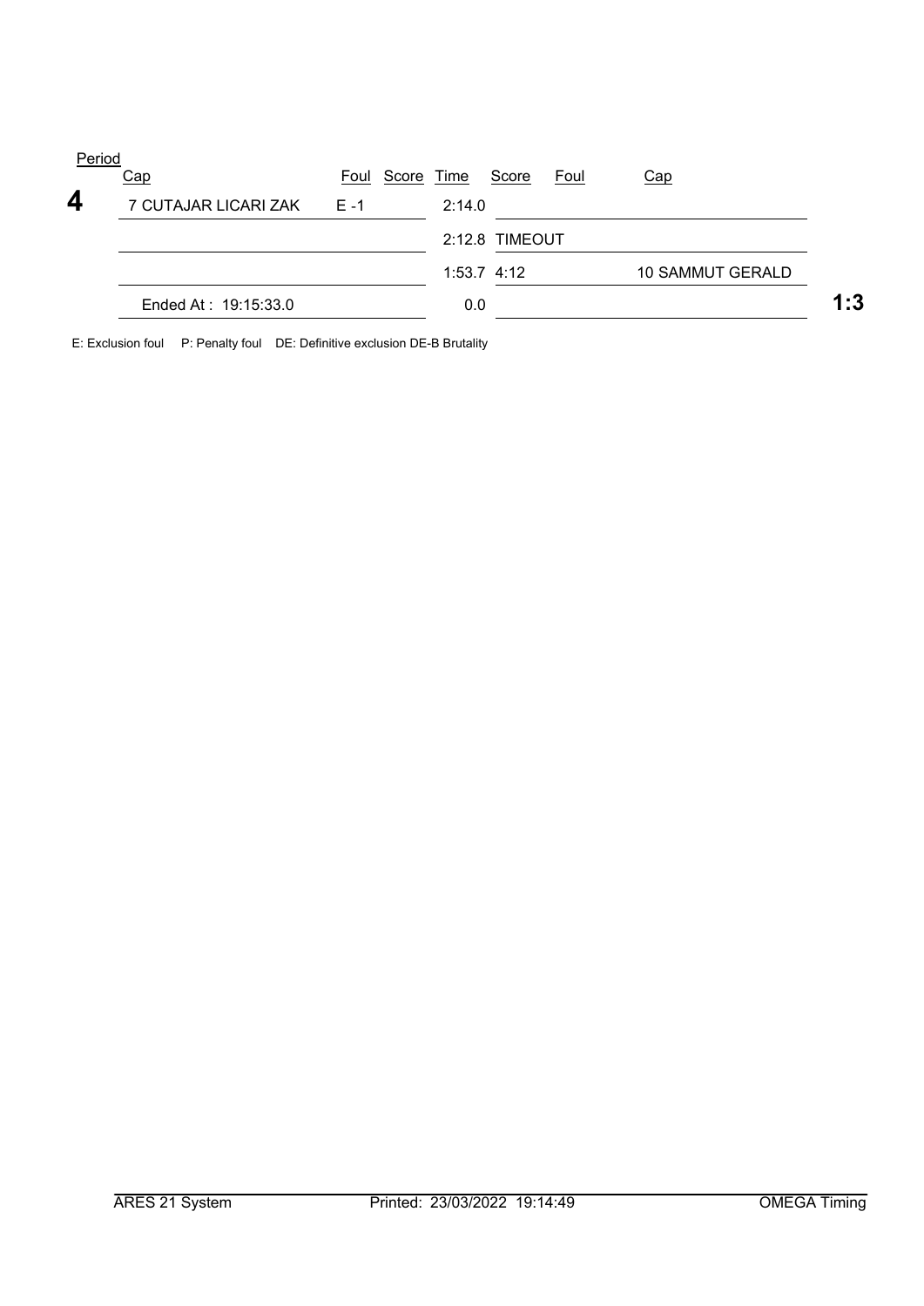| Period | Cap | Foul | Score | Time | Score | Foul | Cap | |
|---|---|---|---|---|---|---|---|---|
| **4** | 7 CUTAJAR LICARI ZAK | E -1 | | 2:14.0 | | | | |
| | | | | 2:12.8 | TIMEOUT | | | |
| | | | | 1:53.7 | 4:12 | | 10 SAMMUT GERALD | |
| | Ended At : 19:15:33.0 | | | 0.0 | | | | **1:3** |

E: Exclusion foul P: Penalty foul DE: Definitive exclusion DE-B Brutality

ARES 21 System Printed: 23/03/2022 19:14:49 OMEGA Timing